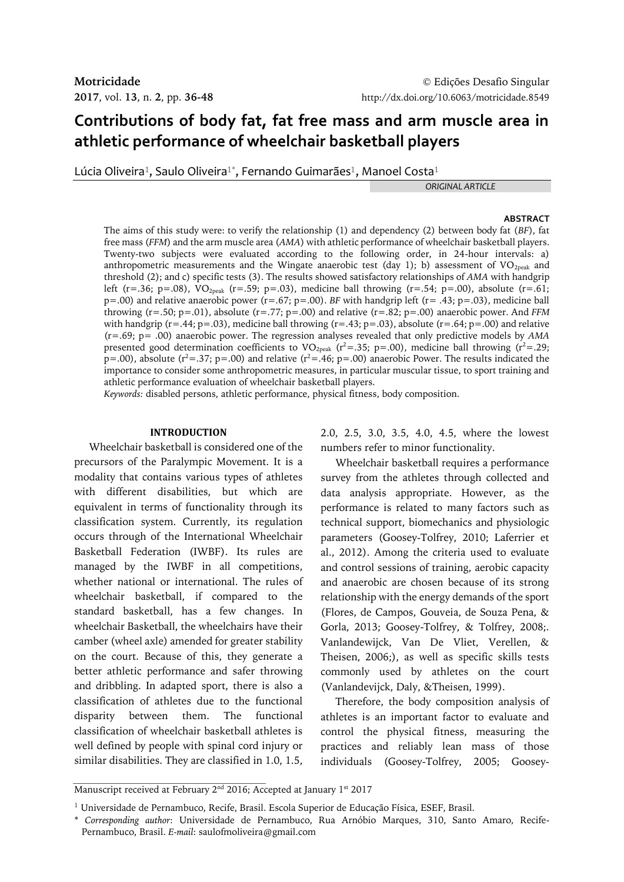# Contributions of body fat, fat free mass and arm muscle area in athletic performance of wheelchair basketball players

Lúcia Oliveira[1], Saulo Oliveira[1*], Fernando Guimarães[1], Manoel Costa[1]

*ORIGINAL ARTICLE*

## ABSTRACT

The aims of this study were: to verify the relationship (1) and dependency (2) between body fat (*BF*), fat free mass (*FFM*) and the arm muscle area (*AMA*) with athletic performance of wheelchair basketball players. Twenty-two subjects were evaluated according to the following order, in 24-hour intervals: a) anthropometric measurements and the Wingate anaerobic test (day 1); b) assessment of $VO_{2peak}$ and threshold (2); and c) specific tests (3). The results showed satisfactory relationships of *AMA* with handgrip left (r=.36; p=.08), $VO_{2peak}$ (r=.59; p=.03), medicine ball throwing (r=.54; p=.00), absolute (r=.61; p=.00) and relative anaerobic power (r=.67; p=.00). *BF* with handgrip left (r= .43; p=.03), medicine ball throwing (r=.50; p=.01), absolute (r=.77; p=.00) and relative (r=.82; p=.00) anaerobic power. And *FFM* with handgrip (r=.44; p=.03), medicine ball throwing (r=.43; p=.03), absolute (r=.64; p=.00) and relative (r=.69; p= .00) anaerobic power. The regression analyses revealed that only predictive models by *AMA* presented good determination coefficients to $VO_{2peak}$ ($r^2$=.35; p=.00), medicine ball throwing ($r^2$=.29; p=.00), absolute ($r^2$=.37; p=.00) and relative ($r^2$=.46; p=.00) anaerobic Power. The results indicated the importance to consider some anthropometric measures, in particular muscular tissue, to sport training and athletic performance evaluation of wheelchair basketball players.

*Keywords:* disabled persons, athletic performance, physical fitness, body composition.

## INTRODUCTION

Wheelchair basketball is considered one of the precursors of the Paralympic Movement. It is a modality that contains various types of athletes with different disabilities, but which are equivalent in terms of functionality through its classification system. Currently, its regulation occurs through of the International Wheelchair Basketball Federation (IWBF). Its rules are managed by the IWBF in all competitions, whether national or international. The rules of wheelchair basketball, if compared to the standard basketball, has a few changes. In wheelchair Basketball, the wheelchairs have their camber (wheel axle) amended for greater stability on the court. Because of this, they generate a better athletic performance and safer throwing and dribbling. In adapted sport, there is also a classification of athletes due to the functional disparity between them. The functional classification of wheelchair basketball athletes is well defined by people with spinal cord injury or similar disabilities. They are classified in 1.0, 1.5, 2.0, 2.5, 3.0, 3.5, 4.0, 4.5, where the lowest numbers refer to minor functionality.

Wheelchair basketball requires a performance survey from the athletes through collected and data analysis appropriate. However, as the performance is related to many factors such as technical support, biomechanics and physiologic parameters (Goosey-Tolfrey, 2010; Laferrier et al., 2012). Among the criteria used to evaluate and control sessions of training, aerobic capacity and anaerobic are chosen because of its strong relationship with the energy demands of the sport (Flores, de Campos, Gouveia, de Souza Pena, & Gorla, 2013; Goosey-Tolfrey, & Tolfrey, 2008;. Vanlandewijck, Van De Vliet, Verellen, & Theisen, 2006;), as well as specific skills tests commonly used by athletes on the court (Vanlandevijck, Daly, &Theisen, 1999).

Therefore, the body composition analysis of athletes is an important factor to evaluate and control the physical fitness, measuring the practices and reliably lean mass of those individuals (Goosey-Tolfrey, 2005; Goosey-

Manuscript received at February 2nd 2016; Accepted at January 1st 2017

[1] Universidade de Pernambuco, Recife, Brasil. Escola Superior de Educação Física, ESEF, Brasil.

\* *Corresponding author*: Universidade de Pernambuco, Rua Arnóbio Marques, 310, Santo Amaro, Recife-Pernambuco, Brasil. *E-mail*: saulofmoliveira@gmail.com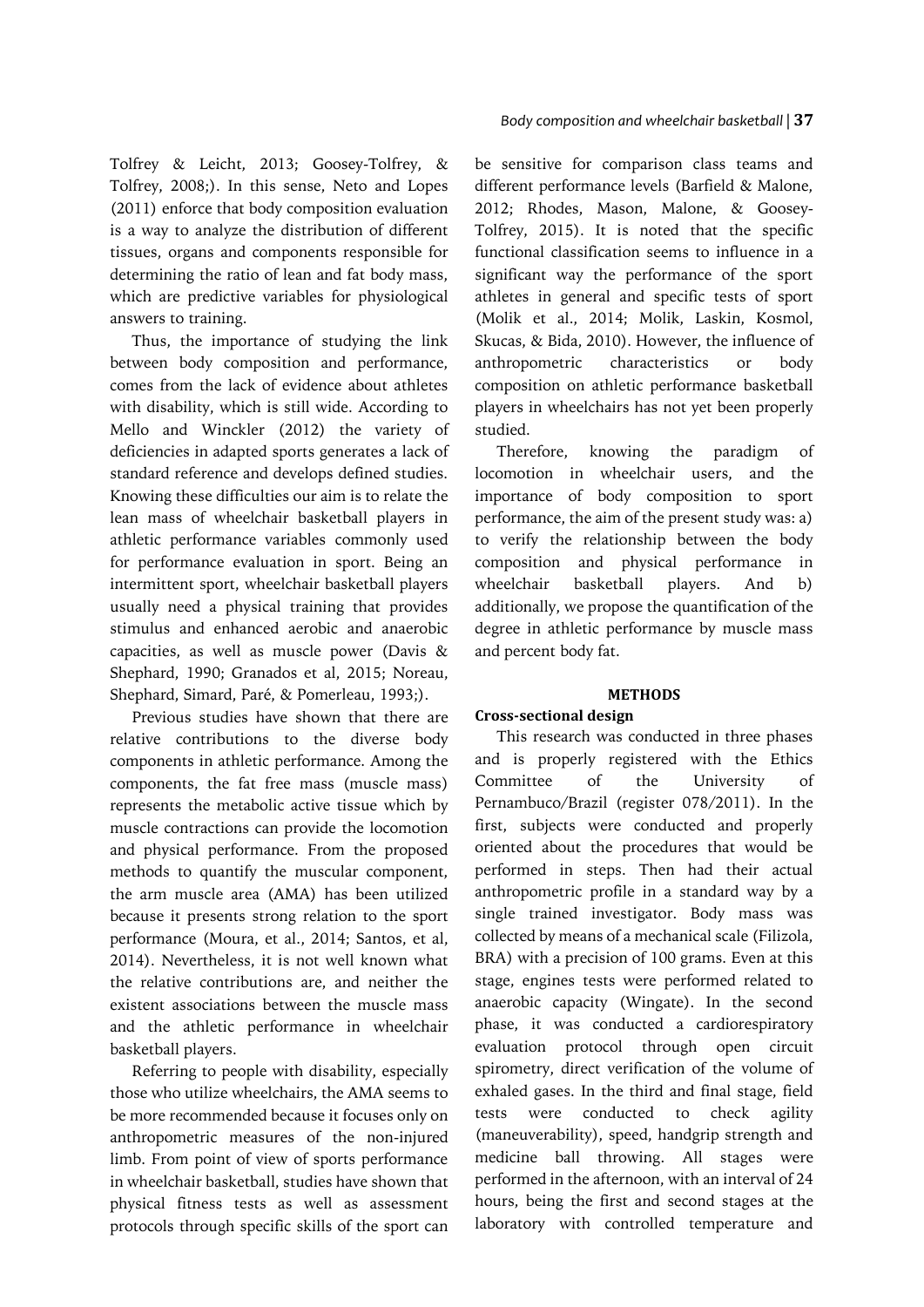Tolfrey & Leicht, 2013; Goosey-Tolfrey, & Tolfrey, 2008;). In this sense, Neto and Lopes (2011) enforce that body composition evaluation is a way to analyze the distribution of different tissues, organs and components responsible for determining the ratio of lean and fat body mass, which are predictive variables for physiological answers to training.

Thus, the importance of studying the link between body composition and performance, comes from the lack of evidence about athletes with disability, which is still wide. According to Mello and Winckler (2012) the variety of deficiencies in adapted sports generates a lack of standard reference and develops defined studies. Knowing these difficulties our aim is to relate the lean mass of wheelchair basketball players in athletic performance variables commonly used for performance evaluation in sport. Being an intermittent sport, wheelchair basketball players usually need a physical training that provides stimulus and enhanced aerobic and anaerobic capacities, as well as muscle power (Davis & Shephard, 1990; Granados et al, 2015; Noreau, Shephard, Simard, Paré, & Pomerleau, 1993;).

Previous studies have shown that there are relative contributions to the diverse body components in athletic performance. Among the components, the fat free mass (muscle mass) represents the metabolic active tissue which by muscle contractions can provide the locomotion and physical performance. From the proposed methods to quantify the muscular component, the arm muscle area (AMA) has been utilized because it presents strong relation to the sport performance (Moura, et al., 2014; Santos, et al, 2014). Nevertheless, it is not well known what the relative contributions are, and neither the existent associations between the muscle mass and the athletic performance in wheelchair basketball players.

Referring to people with disability, especially those who utilize wheelchairs, the AMA seems to be more recommended because it focuses only on anthropometric measures of the non-injured limb. From point of view of sports performance in wheelchair basketball, studies have shown that physical fitness tests as well as assessment protocols through specific skills of the sport can be sensitive for comparison class teams and different performance levels (Barfield & Malone, 2012; Rhodes, Mason, Malone, & Goosey-Tolfrey, 2015). It is noted that the specific functional classification seems to influence in a significant way the performance of the sport athletes in general and specific tests of sport (Molik et al., 2014; Molik, Laskin, Kosmol, Skucas, & Bida, 2010). However, the influence of anthropometric characteristics or body composition on athletic performance basketball players in wheelchairs has not yet been properly studied.

Therefore, knowing the paradigm of locomotion in wheelchair users, and the importance of body composition to sport performance, the aim of the present study was: a) to verify the relationship between the body composition and physical performance in wheelchair basketball players. And b) additionally, we propose the quantification of the degree in athletic performance by muscle mass and percent body fat.

## METHODS

### Cross-sectional design

This research was conducted in three phases and is properly registered with the Ethics Committee of the University of Pernambuco/Brazil (register 078/2011). In the first, subjects were conducted and properly oriented about the procedures that would be performed in steps. Then had their actual anthropometric profile in a standard way by a single trained investigator. Body mass was collected by means of a mechanical scale (Filizola, BRA) with a precision of 100 grams. Even at this stage, engines tests were performed related to anaerobic capacity (Wingate). In the second phase, it was conducted a cardiorespiratory evaluation protocol through open circuit spirometry, direct verification of the volume of exhaled gases. In the third and final stage, field tests were conducted to check agility (maneuverability), speed, handgrip strength and medicine ball throwing. All stages were performed in the afternoon, with an interval of 24 hours, being the first and second stages at the laboratory with controlled temperature and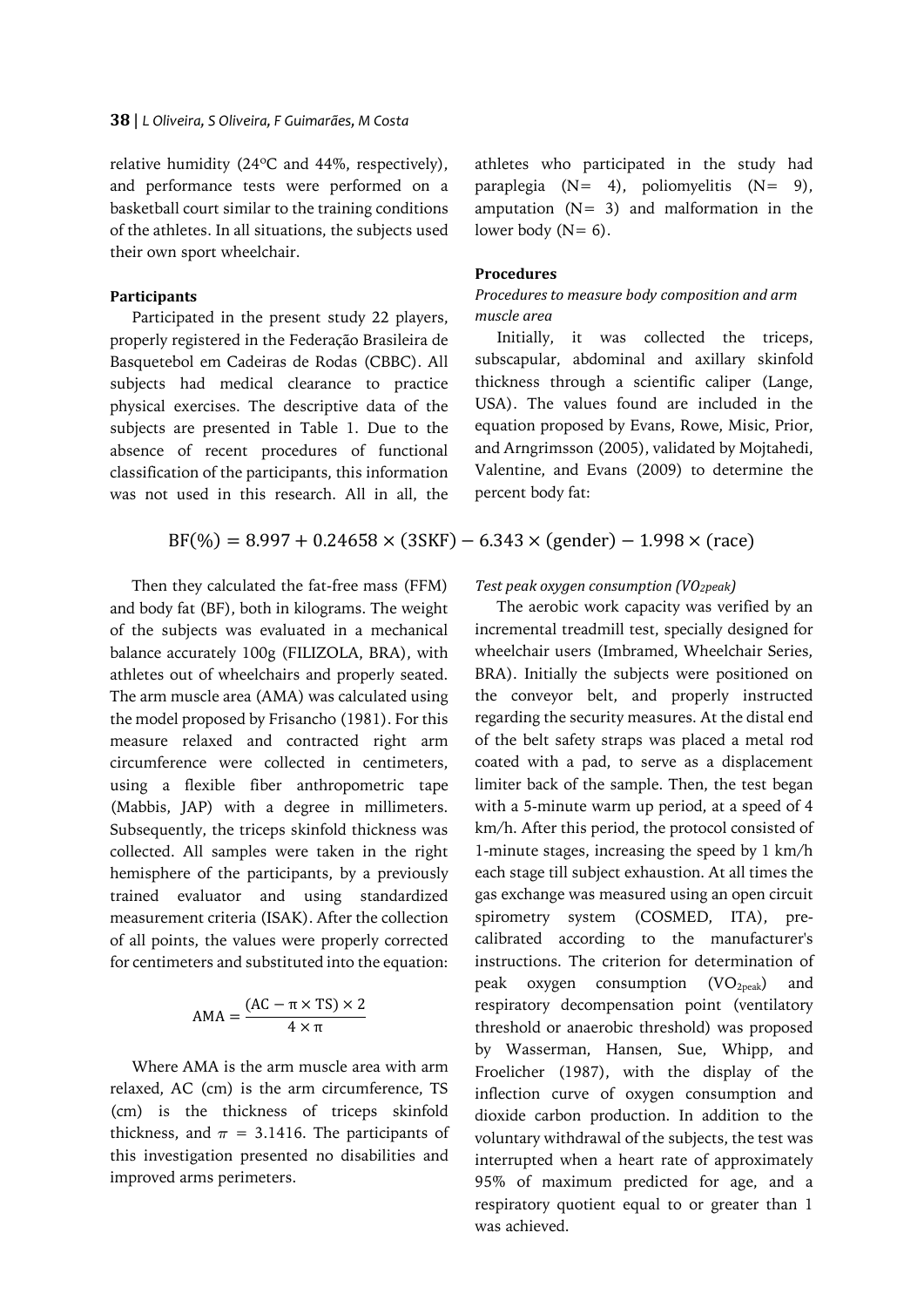relative humidity (24ºC and 44%, respectively), and performance tests were performed on a basketball court similar to the training conditions of the athletes. In all situations, the subjects used their own sport wheelchair.

**Participants**

Participated in the present study 22 players, properly registered in the Federação Brasileira de Basquetebol em Cadeiras de Rodas (CBBC). All subjects had medical clearance to practice physical exercises. The descriptive data of the subjects are presented in Table 1. Due to the absence of recent procedures of functional classification of the participants, this information was not used in this research. All in all, the athletes who participated in the study had paraplegia (N= 4), poliomyelitis (N= 9), amputation (N= 3) and malformation in the lower body (N= 6).

**Procedures**

*Procedures to measure body composition and arm muscle area*

Initially, it was collected the triceps, subscapular, abdominal and axillary skinfold thickness through a scientific caliper (Lange, USA). The values found are included in the equation proposed by Evans, Rowe, Misic, Prior, and Arngrimsson (2005), validated by Mojtahedi, Valentine, and Evans (2009) to determine the percent body fat:

$$\mathrm{BF}(\%) = 8.997 + 0.24658 \times (3\mathrm{SKF}) - 6.343 \times (\mathrm{gender}) - 1.998 \times (\mathrm{race})$$

Then they calculated the fat-free mass (FFM) and body fat (BF), both in kilograms. The weight of the subjects was evaluated in a mechanical balance accurately 100g (FILIZOLA, BRA), with athletes out of wheelchairs and properly seated. The arm muscle area (AMA) was calculated using the model proposed by Frisancho (1981). For this measure relaxed and contracted right arm circumference were collected in centimeters, using a flexible fiber anthropometric tape (Mabbis, JAP) with a degree in millimeters. Subsequently, the triceps skinfold thickness was collected. All samples were taken in the right hemisphere of the participants, by a previously trained evaluator and using standardized measurement criteria (ISAK). After the collection of all points, the values were properly corrected for centimeters and substituted into the equation:

$$\mathrm{AMA} = \frac{(\mathrm{AC} - \pi \times \mathrm{TS}) \times 2}{4 \times \pi}$$

Where AMA is the arm muscle area with arm relaxed, AC (cm) is the arm circumference, TS (cm) is the thickness of triceps skinfold thickness, and $\pi$ = 3.1416. The participants of this investigation presented no disabilities and improved arms perimeters.

*Test peak oxygen consumption ($VO_{2peak}$)*

The aerobic work capacity was verified by an incremental treadmill test, specially designed for wheelchair users (Imbramed, Wheelchair Series, BRA). Initially the subjects were positioned on the conveyor belt, and properly instructed regarding the security measures. At the distal end of the belt safety straps was placed a metal rod coated with a pad, to serve as a displacement limiter back of the sample. Then, the test began with a 5-minute warm up period, at a speed of 4 km/h. After this period, the protocol consisted of 1-minute stages, increasing the speed by 1 km/h each stage till subject exhaustion. At all times the gas exchange was measured using an open circuit spirometry system (COSMED, ITA), pre-calibrated according to the manufacturer's instructions. The criterion for determination of peak oxygen consumption ($VO_{2peak}$) and respiratory decompensation point (ventilatory threshold or anaerobic threshold) was proposed by Wasserman, Hansen, Sue, Whipp, and Froelicher (1987), with the display of the inflection curve of oxygen consumption and dioxide carbon production. In addition to the voluntary withdrawal of the subjects, the test was interrupted when a heart rate of approximately 95% of maximum predicted for age, and a respiratory quotient equal to or greater than 1 was achieved.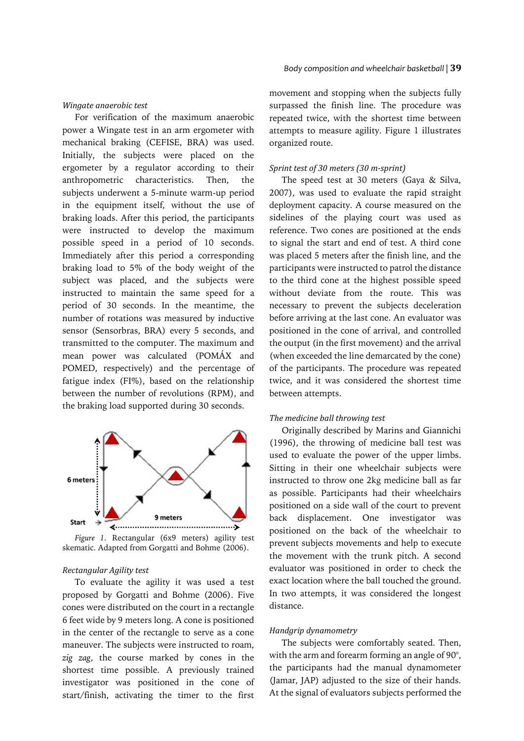*Wingate anaerobic test*

For verification of the maximum anaerobic power a Wingate test in an arm ergometer with mechanical braking (CEFISE, BRA) was used. Initially, the subjects were placed on the ergometer by a regulator according to their anthropometric characteristics. Then, the subjects underwent a 5-minute warm-up period in the equipment itself, without the use of braking loads. After this period, the participants were instructed to develop the maximum possible speed in a period of 10 seconds. Immediately after this period a corresponding braking load to 5% of the body weight of the subject was placed, and the subjects were instructed to maintain the same speed for a period of 30 seconds. In the meantime, the number of rotations was measured by inductive sensor (Sensorbras, BRA) every 5 seconds, and transmitted to the computer. The maximum and mean power was calculated (POMÁX and POMED, respectively) and the percentage of fatigue index (FI%), based on the relationship between the number of revolutions (RPM), and the braking load supported during 30 seconds.

*Figure 1*. Rectangular (6x9 meters) agility test skematic. Adapted from Gorgatti and Bohme (2006).

*Rectangular Agility test*

To evaluate the agility it was used a test proposed by Gorgatti and Bohme (2006). Five cones were distributed on the court in a rectangle 6 feet wide by 9 meters long. A cone is positioned in the center of the rectangle to serve as a cone maneuver. The subjects were instructed to roam, *zig zag*, the course marked by cones in the shortest time possible. A previously trained investigator was positioned in the cone of start/finish, activating the timer to the first movement and stopping when the subjects fully surpassed the finish line. The procedure was repeated twice, with the shortest time between attempts to measure agility. Figure 1 illustrates organized route.

*Sprint test of 30 meters (30 m-sprint)*

The speed test at 30 meters (Gaya & Silva, 2007), was used to evaluate the rapid straight deployment capacity. A course measured on the sidelines of the playing court was used as reference. Two cones are positioned at the ends to signal the start and end of test. A third cone was placed 5 meters after the finish line, and the participants were instructed to patrol the distance to the third cone at the highest possible speed without deviate from the route. This was necessary to prevent the subjects deceleration before arriving at the last cone. An evaluator was positioned in the cone of arrival, and controlled the output (in the first movement) and the arrival (when exceeded the line demarcated by the cone) of the participants. The procedure was repeated twice, and it was considered the shortest time between attempts.

*The medicine ball throwing test*

Originally described by Marins and Giannichi (1996), the throwing of medicine ball test was used to evaluate the power of the upper limbs. Sitting in their one wheelchair subjects were instructed to throw one 2kg medicine ball as far as possible. Participants had their wheelchairs positioned on a side wall of the court to prevent back displacement. One investigator was positioned on the back of the wheelchair to prevent subjects movements and help to execute the movement with the trunk pitch. A second evaluator was positioned in order to check the exact location where the ball touched the ground. In two attempts, it was considered the longest distance.

*Handgrip dynamometry*

The subjects were comfortably seated. Then, with the arm and forearm forming an angle of 90°, the participants had the manual dynamometer (Jamar, JAP) adjusted to the size of their hands. At the signal of evaluators subjects performed the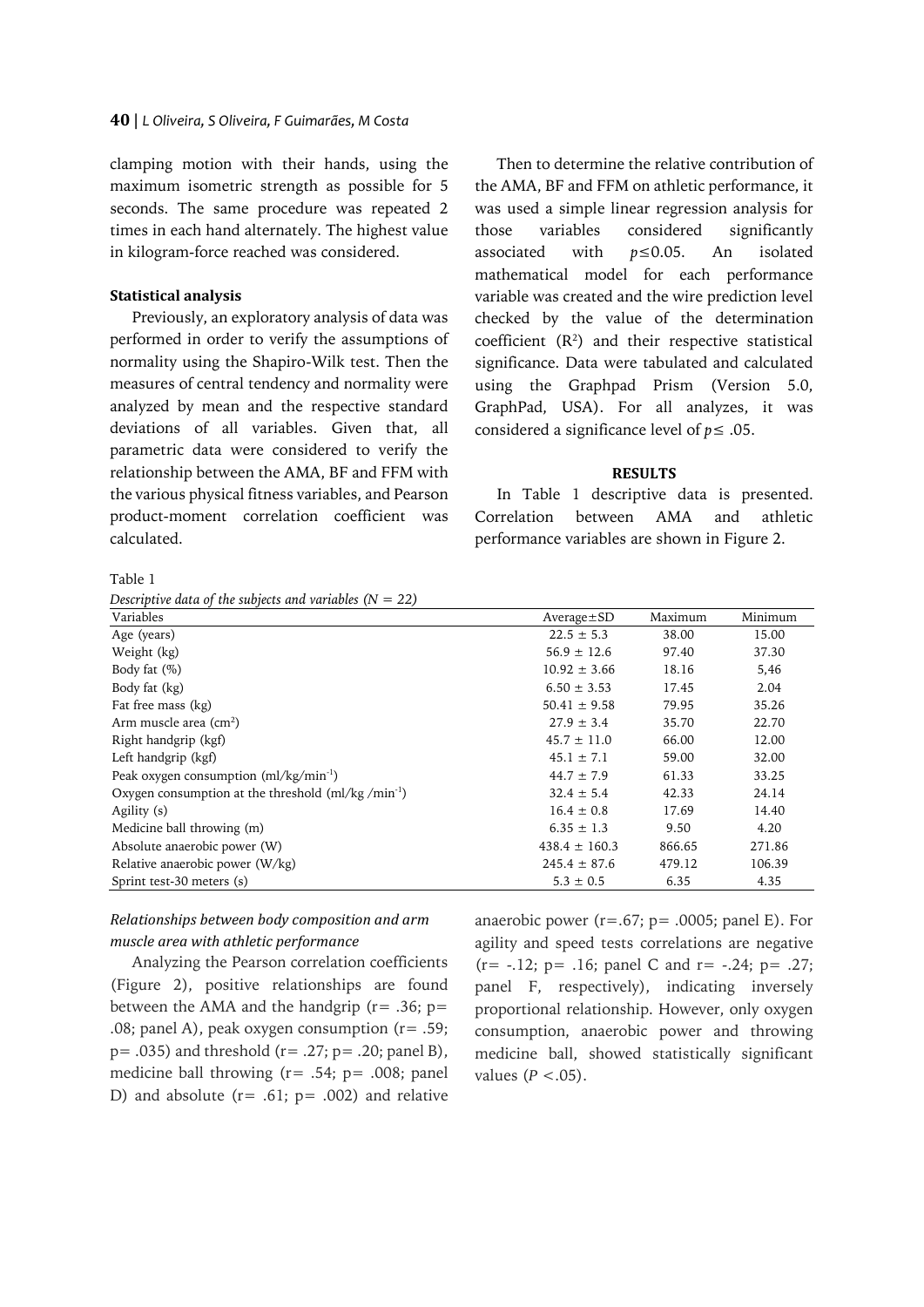clamping motion with their hands, using the maximum isometric strength as possible for 5 seconds. The same procedure was repeated 2 times in each hand alternately. The highest value in kilogram-force reached was considered.

**Statistical analysis**

Previously, an exploratory analysis of data was performed in order to verify the assumptions of normality using the Shapiro-Wilk test. Then the measures of central tendency and normality were analyzed by mean and the respective standard deviations of all variables. Given that, all parametric data were considered to verify the relationship between the AMA, BF and FFM with the various physical fitness variables, and Pearson product-moment correlation coefficient was calculated.

Then to determine the relative contribution of the AMA, BF and FFM on athletic performance, it was used a simple linear regression analysis for those variables considered significantly associated with $p \leq 0.05$. An isolated mathematical model for each performance variable was created and the wire prediction level checked by the value of the determination coefficient ($R^2$) and their respective statistical significance. Data were tabulated and calculated using the Graphpad Prism (Version 5.0, GraphPad, USA). For all analyzes, it was considered a significance level of $p \leq .05$.

Table 1

*Descriptive data of the subjects and variables (N = 22)*

| Variables | Average±SD | Maximum | Minimum |
|---|---|---|---|
| Age (years) | 22.5 ± 5.3 | 38.00 | 15.00 |
| Weight (kg) | 56.9 ± 12.6 | 97.40 | 37.30 |
| Body fat (%) | 10.92 ± 3.66 | 18.16 | 5,46 |
| Body fat (kg) | 6.50 ± 3.53 | 17.45 | 2.04 |
| Fat free mass (kg) | 50.41 ± 9.58 | 79.95 | 35.26 |
| Arm muscle area (cm$^2$) | 27.9 ± 3.4 | 35.70 | 22.70 |
| Right handgrip (kgf) | 45.7 ± 11.0 | 66.00 | 12.00 |
| Left handgrip (kgf) | 45.1 ± 7.1 | 59.00 | 32.00 |
| Peak oxygen consumption (ml/kg/min$^{-1}$) | 44.7 ± 7.9 | 61.33 | 33.25 |
| Oxygen consumption at the threshold (ml/kg /min$^{-1}$) | 32.4 ± 5.4 | 42.33 | 24.14 |
| Agility (s) | 16.4 ± 0.8 | 17.69 | 14.40 |
| Medicine ball throwing (m) | 6.35 ± 1.3 | 9.50 | 4.20 |
| Absolute anaerobic power (W) | 438.4 ± 160.3 | 866.65 | 271.86 |
| Relative anaerobic power (W/kg) | 245.4 ± 87.6 | 479.12 | 106.39 |
| Sprint test-30 meters (s) | 5.3 ± 0.5 | 6.35 | 4.35 |

## RESULTS

In Table 1 descriptive data is presented. Correlation between AMA and athletic performance variables are shown in Figure 2.

*Relationships between body composition and arm muscle area with athletic performance*

Analyzing the Pearson correlation coefficients (Figure 2), positive relationships are found between the AMA and the handgrip (r= .36; p= .08; panel A), peak oxygen consumption (r= .59; p= .035) and threshold (r= .27; p= .20; panel B), medicine ball throwing (r= .54; p= .008; panel D) and absolute (r= .61; p= .002) and relative anaerobic power (r=.67; p= .0005; panel E). For agility and speed tests correlations are negative (r= -.12; p= .16; panel C and r= -.24; p= .27; panel F, respectively), indicating inversely proportional relationship. However, only oxygen consumption, anaerobic power and throwing medicine ball, showed statistically significant values ($P < .05$).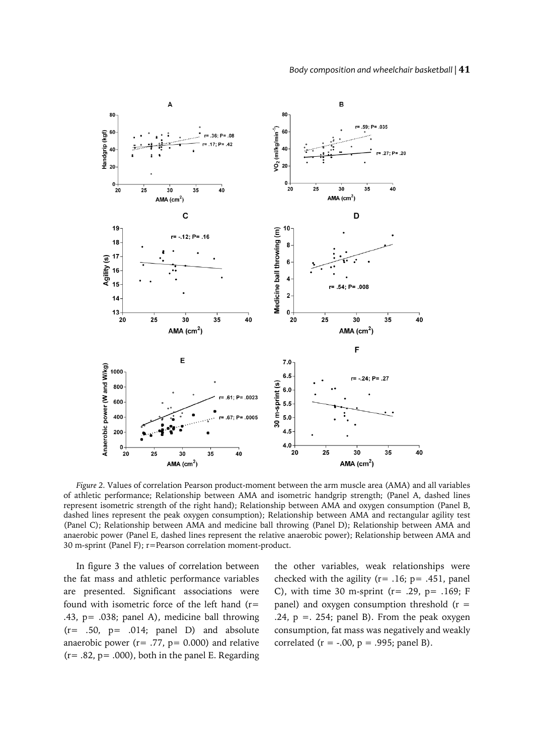*Figure 2.* Values of correlation Pearson product-moment between the arm muscle area (AMA) and all variables of athletic performance; Relationship between AMA and isometric handgrip strength; (Panel A, dashed lines represent isometric strength of the right hand); Relationship between AMA and oxygen consumption (Panel B, dashed lines represent the peak oxygen consumption); Relationship between AMA and rectangular agility test (Panel C); Relationship between AMA and medicine ball throwing (Panel D); Relationship between AMA and anaerobic power (Panel E, dashed lines represent the relative anaerobic power); Relationship between AMA and 30 m-sprint (Panel F); r=Pearson correlation moment-product.

In figure 3 the values of correlation between the fat mass and athletic performance variables are presented. Significant associations were found with isometric force of the left hand (r= .43, p= .038; panel A), medicine ball throwing (r= .50, p= .014; panel D) and absolute anaerobic power (r= .77, p= 0.000) and relative (r= .82, p= .000), both in the panel E. Regarding the other variables, weak relationships were checked with the agility (r= .16; p= .451, panel C), with time 30 m-sprint (r= .29, p= .169; F panel) and oxygen consumption threshold (r = .24, p =. 254; panel B). From the peak oxygen consumption, fat mass was negatively and weakly correlated (r = -.00, p = .995; panel B).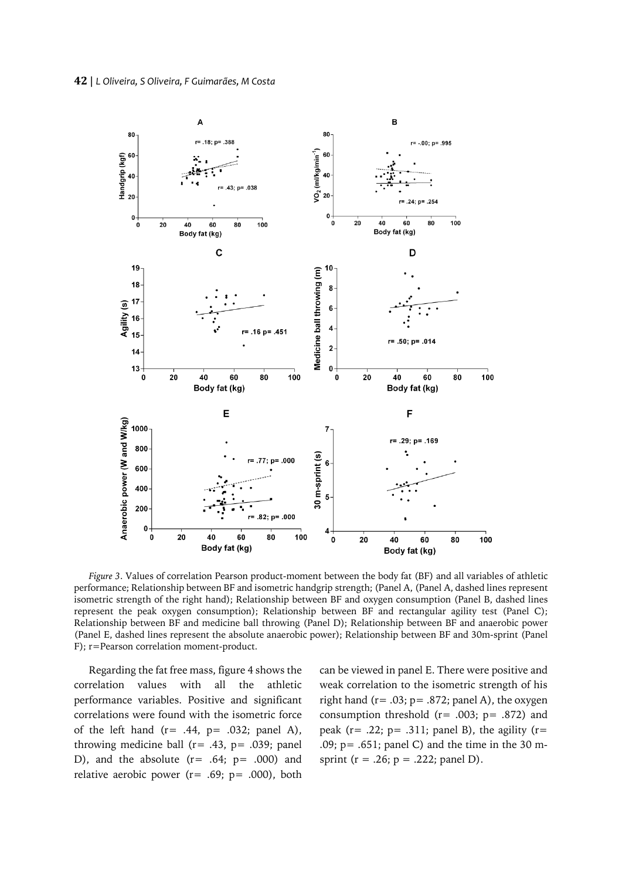*Figure 3*. Values of correlation Pearson product-moment between the body fat (BF) and all variables of athletic performance; Relationship between BF and isometric handgrip strength; (Panel A, (Panel A, dashed lines represent isometric strength of the right hand); Relationship between BF and oxygen consumption (Panel B, dashed lines represent the peak oxygen consumption); Relationship between BF and rectangular agility test (Panel C); Relationship between BF and medicine ball throwing (Panel D); Relationship between BF and anaerobic power (Panel E, dashed lines represent the absolute anaerobic power); Relationship between BF and 30m-sprint (Panel F); r=Pearson correlation moment-product.

Regarding the fat free mass, figure 4 shows the correlation values with all the athletic performance variables. Positive and significant correlations were found with the isometric force of the left hand (r= .44, p= .032; panel A), throwing medicine ball (r= .43, p= .039; panel D), and the absolute (r= .64; p= .000) and relative aerobic power (r= .69; p= .000), both can be viewed in panel E. There were positive and weak correlation to the isometric strength of his right hand (r= .03; p= .872; panel A), the oxygen consumption threshold (r= .003; p= .872) and peak (r= .22; p= .311; panel B), the agility (r= .09; p= .651; panel C) and the time in the 30 m-sprint (r = .26; p = .222; panel D).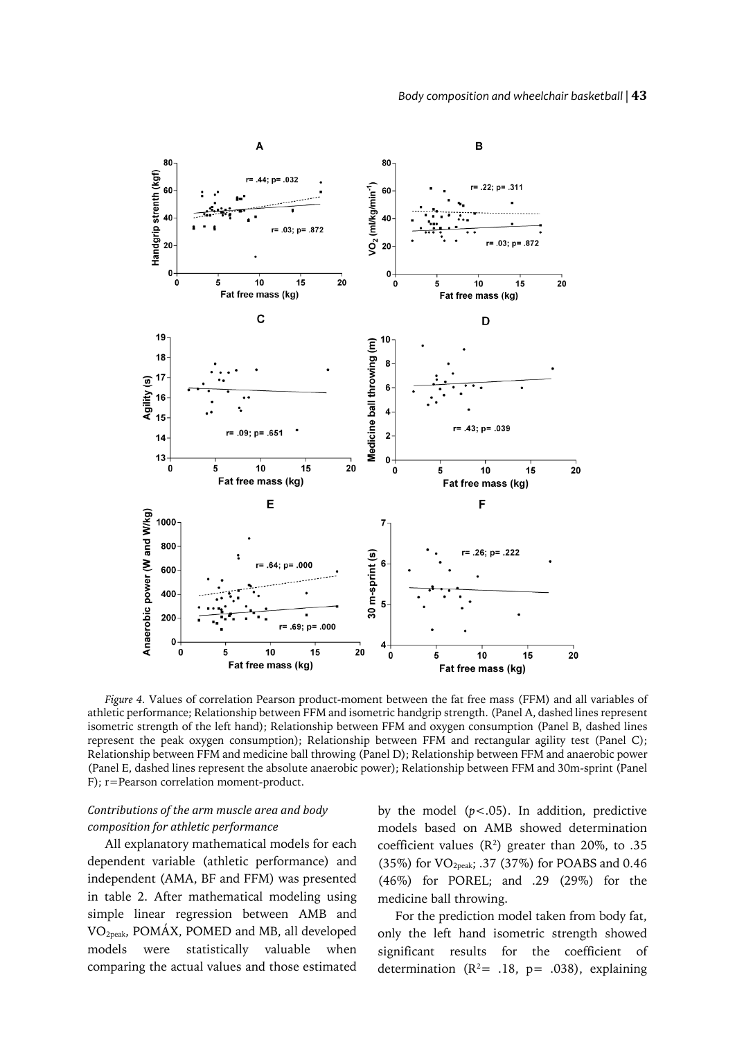*Figure 4.* Values of correlation Pearson product-moment between the fat free mass (FFM) and all variables of athletic performance; Relationship between FFM and isometric handgrip strength. (Panel A, dashed lines represent isometric strength of the left hand); Relationship between FFM and oxygen consumption (Panel B, dashed lines represent the peak oxygen consumption); Relationship between FFM and rectangular agility test (Panel C); Relationship between FFM and medicine ball throwing (Panel D); Relationship between FFM and anaerobic power (Panel E, dashed lines represent the absolute anaerobic power); Relationship between FFM and 30m-sprint (Panel F); r=Pearson correlation moment-product.

*Contributions of the arm muscle area and body composition for athletic performance*

All explanatory mathematical models for each dependent variable (athletic performance) and independent (AMA, BF and FFM) was presented in table 2. After mathematical modeling using simple linear regression between AMB and $VO_{2peak}$, POMÁX, POMED and MB, all developed models were statistically valuable when comparing the actual values and those estimated by the model ($p<.05$). In addition, predictive models based on AMB showed determination coefficient values ($R^2$) greater than 20%, to .35 (35%) for $VO_{2peak}$; .37 (37%) for POABS and 0.46 (46%) for POREL; and .29 (29%) for the medicine ball throwing.

For the prediction model taken from body fat, only the left hand isometric strength showed significant results for the coefficient of determination ($R^2$= .18, p= .038), explaining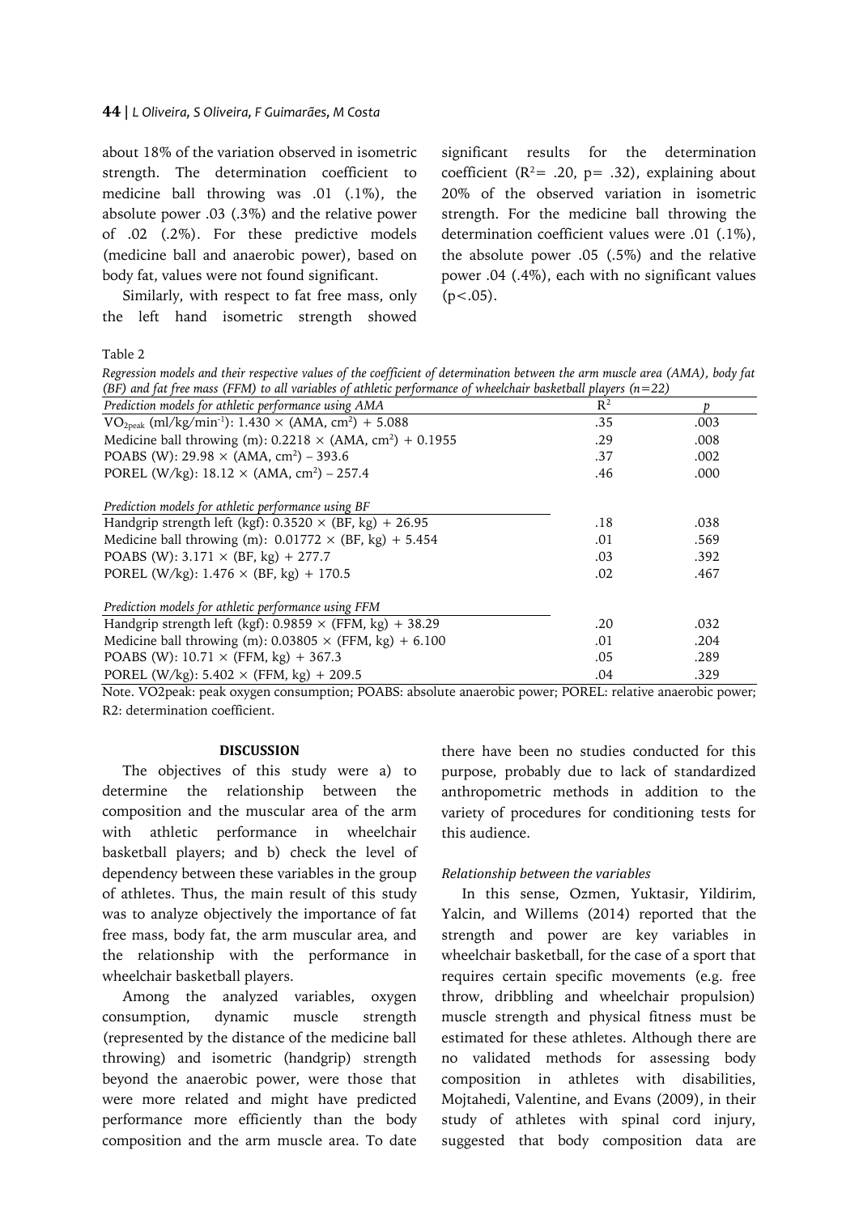about 18% of the variation observed in isometric strength. The determination coefficient to medicine ball throwing was .01 (.1%), the absolute power .03 (.3%) and the relative power of .02 (.2%). For these predictive models (medicine ball and anaerobic power), based on body fat, values were not found significant.

Similarly, with respect to fat free mass, only the left hand isometric strength showed significant results for the determination coefficient ($R^2$= .20, p= .32), explaining about 20% of the observed variation in isometric strength. For the medicine ball throwing the determination coefficient values were .01 (.1%), the absolute power .05 (.5%) and the relative power .04 (.4%), each with no significant values (p<.05).

Table 2

*Regression models and their respective values of the coefficient of determination between the arm muscle area (AMA), body fat (BF) and fat free mass (FFM) to all variables of athletic performance of wheelchair basketball players (n=22)*

| *Prediction models for athletic performance using AMA* | $R^2$ | *p* |
|---|---|---|
| $VO_{2peak}$ (ml/kg/min$^{-1}$): 1.430 × (AMA, cm$^2$) + 5.088 | .35 | .003 |
| Medicine ball throwing (m): 0.2218 × (AMA, cm$^2$) + 0.1955 | .29 | .008 |
| POABS (W): 29.98 × (AMA, cm$^2$) – 393.6 | .37 | .002 |
| POREL (W/kg): 18.12 × (AMA, cm$^2$) – 257.4 | .46 | .000 |
| *Prediction models for athletic performance using BF* | | |
| Handgrip strength left (kgf): 0.3520 × (BF, kg) + 26.95 | .18 | .038 |
| Medicine ball throwing (m): 0.01772 × (BF, kg) + 5.454 | .01 | .569 |
| POABS (W): 3.171 × (BF, kg) + 277.7 | .03 | .392 |
| POREL (W/kg): 1.476 × (BF, kg) + 170.5 | .02 | .467 |
| *Prediction models for athletic performance using FFM* | | |
| Handgrip strength left (kgf): 0.9859 × (FFM, kg) + 38.29 | .20 | .032 |
| Medicine ball throwing (m): 0.03805 × (FFM, kg) + 6.100 | .01 | .204 |
| POABS (W): 10.71 × (FFM, kg) + 367.3 | .05 | .289 |
| POREL (W/kg): 5.402 × (FFM, kg) + 209.5 | .04 | .329 |

Note. VO2peak: peak oxygen consumption; POABS: absolute anaerobic power; POREL: relative anaerobic power; R2: determination coefficient.

## DISCUSSION

The objectives of this study were a) to determine the relationship between the composition and the muscular area of the arm with athletic performance in wheelchair basketball players; and b) check the level of dependency between these variables in the group of athletes. Thus, the main result of this study was to analyze objectively the importance of fat free mass, body fat, the arm muscular area, and the relationship with the performance in wheelchair basketball players.

Among the analyzed variables, oxygen consumption, dynamic muscle strength (represented by the distance of the medicine ball throwing) and isometric (handgrip) strength beyond the anaerobic power, were those that were more related and might have predicted performance more efficiently than the body composition and the arm muscle area. To date there have been no studies conducted for this purpose, probably due to lack of standardized anthropometric methods in addition to the variety of procedures for conditioning tests for this audience.

### *Relationship between the variables*

In this sense, Ozmen, Yuktasir, Yildirim, Yalcin, and Willems (2014) reported that the strength and power are key variables in wheelchair basketball, for the case of a sport that requires certain specific movements (e.g. free throw, dribbling and wheelchair propulsion) muscle strength and physical fitness must be estimated for these athletes. Although there are no validated methods for assessing body composition in athletes with disabilities, Mojtahedi, Valentine, and Evans (2009), in their study of athletes with spinal cord injury, suggested that body composition data are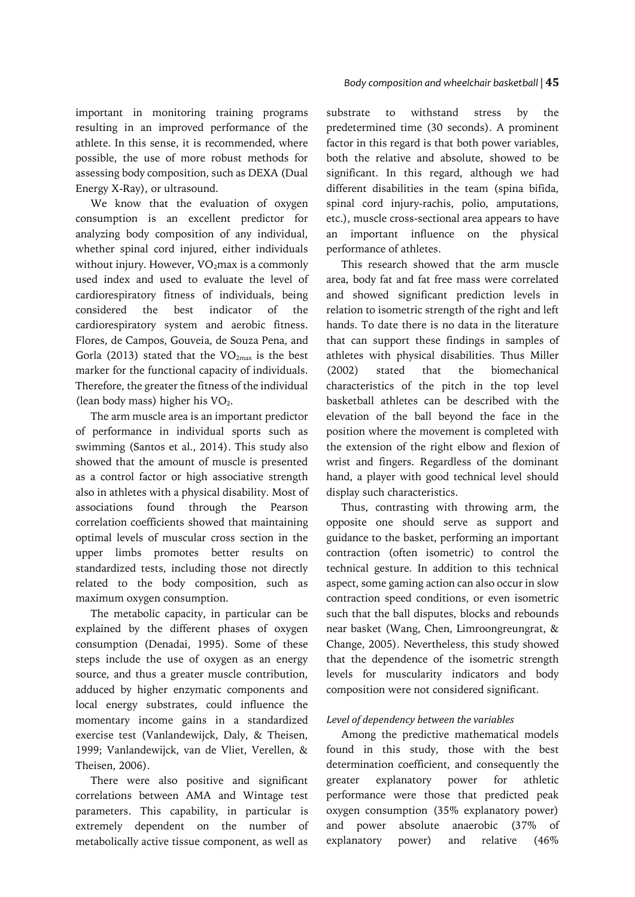important in monitoring training programs resulting in an improved performance of the athlete. In this sense, it is recommended, where possible, the use of more robust methods for assessing body composition, such as DEXA (Dual Energy X-Ray), or ultrasound.

We know that the evaluation of oxygen consumption is an excellent predictor for analyzing body composition of any individual, whether spinal cord injured, either individuals without injury. However, $VO_2$max is a commonly used index and used to evaluate the level of cardiorespiratory fitness of individuals, being considered the best indicator of the cardiorespiratory system and aerobic fitness. Flores, de Campos, Gouveia, de Souza Pena, and Gorla (2013) stated that the $VO_{2max}$ is the best marker for the functional capacity of individuals. Therefore, the greater the fitness of the individual (lean body mass) higher his $VO_2$.

The arm muscle area is an important predictor of performance in individual sports such as swimming (Santos et al., 2014). This study also showed that the amount of muscle is presented as a control factor or high associative strength also in athletes with a physical disability. Most of associations found through the Pearson correlation coefficients showed that maintaining optimal levels of muscular cross section in the upper limbs promotes better results on standardized tests, including those not directly related to the body composition, such as maximum oxygen consumption.

The metabolic capacity, in particular can be explained by the different phases of oxygen consumption (Denadai, 1995). Some of these steps include the use of oxygen as an energy source, and thus a greater muscle contribution, adduced by higher enzymatic components and local energy substrates, could influence the momentary income gains in a standardized exercise test (Vanlandewijck, Daly, & Theisen, 1999; Vanlandewijck, van de Vliet, Verellen, & Theisen, 2006).

There were also positive and significant correlations between AMA and Wintage test parameters. This capability, in particular is extremely dependent on the number of metabolically active tissue component, as well as substrate to withstand stress by the predetermined time (30 seconds). A prominent factor in this regard is that both power variables, both the relative and absolute, showed to be significant. In this regard, although we had different disabilities in the team (spina bifida, spinal cord injury-rachis, polio, amputations, etc.), muscle cross-sectional area appears to have an important influence on the physical performance of athletes.

This research showed that the arm muscle area, body fat and fat free mass were correlated and showed significant prediction levels in relation to isometric strength of the right and left hands. To date there is no data in the literature that can support these findings in samples of athletes with physical disabilities. Thus Miller (2002) stated that the biomechanical characteristics of the pitch in the top level basketball athletes can be described with the elevation of the ball beyond the face in the position where the movement is completed with the extension of the right elbow and flexion of wrist and fingers. Regardless of the dominant hand, a player with good technical level should display such characteristics.

Thus, contrasting with throwing arm, the opposite one should serve as support and guidance to the basket, performing an important contraction (often isometric) to control the technical gesture. In addition to this technical aspect, some gaming action can also occur in slow contraction speed conditions, or even isometric such that the ball disputes, blocks and rebounds near basket (Wang, Chen, Limroongreungrat, & Change, 2005). Nevertheless, this study showed that the dependence of the isometric strength levels for muscularity indicators and body composition were not considered significant.

*Level of dependency between the variables*

Among the predictive mathematical models found in this study, those with the best determination coefficient, and consequently the greater explanatory power for athletic performance were those that predicted peak oxygen consumption (35% explanatory power) and power absolute anaerobic (37% of explanatory power) and relative (46%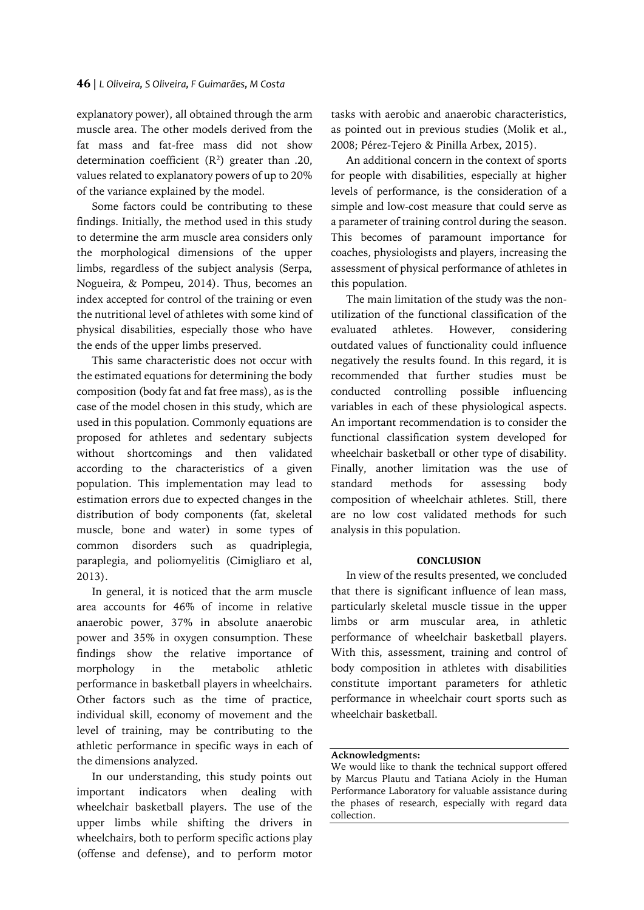explanatory power), all obtained through the arm muscle area. The other models derived from the fat mass and fat-free mass did not show determination coefficient ($R^2$) greater than .20, values related to explanatory powers of up to 20% of the variance explained by the model.

Some factors could be contributing to these findings. Initially, the method used in this study to determine the arm muscle area considers only the morphological dimensions of the upper limbs, regardless of the subject analysis (Serpa, Nogueira, & Pompeu, 2014). Thus, becomes an index accepted for control of the training or even the nutritional level of athletes with some kind of physical disabilities, especially those who have the ends of the upper limbs preserved.

This same characteristic does not occur with the estimated equations for determining the body composition (body fat and fat free mass), as is the case of the model chosen in this study, which are used in this population. Commonly equations are proposed for athletes and sedentary subjects without shortcomings and then validated according to the characteristics of a given population. This implementation may lead to estimation errors due to expected changes in the distribution of body components (fat, skeletal muscle, bone and water) in some types of common disorders such as quadriplegia, paraplegia, and poliomyelitis (Cimigliaro et al, 2013).

In general, it is noticed that the arm muscle area accounts for 46% of income in relative anaerobic power, 37% in absolute anaerobic power and 35% in oxygen consumption. These findings show the relative importance of morphology in the metabolic athletic performance in basketball players in wheelchairs. Other factors such as the time of practice, individual skill, economy of movement and the level of training, may be contributing to the athletic performance in specific ways in each of the dimensions analyzed.

In our understanding, this study points out important indicators when dealing with wheelchair basketball players. The use of the upper limbs while shifting the drivers in wheelchairs, both to perform specific actions play (offense and defense), and to perform motor tasks with aerobic and anaerobic characteristics, as pointed out in previous studies (Molik et al., 2008; Pérez-Tejero & Pinilla Arbex, 2015).

An additional concern in the context of sports for people with disabilities, especially at higher levels of performance, is the consideration of a simple and low-cost measure that could serve as a parameter of training control during the season. This becomes of paramount importance for coaches, physiologists and players, increasing the assessment of physical performance of athletes in this population.

The main limitation of the study was the non-utilization of the functional classification of the evaluated athletes. However, considering outdated values of functionality could influence negatively the results found. In this regard, it is recommended that further studies must be conducted controlling possible influencing variables in each of these physiological aspects. An important recommendation is to consider the functional classification system developed for wheelchair basketball or other type of disability. Finally, another limitation was the use of standard methods for assessing body composition of wheelchair athletes. Still, there are no low cost validated methods for such analysis in this population.

## CONCLUSION

In view of the results presented, we concluded that there is significant influence of lean mass, particularly skeletal muscle tissue in the upper limbs or arm muscular area, in athletic performance of wheelchair basketball players. With this, assessment, training and control of body composition in athletes with disabilities constitute important parameters for athletic performance in wheelchair court sports such as wheelchair basketball.

**Acknowledgments:**

We would like to thank the technical support offered by Marcus Plautu and Tatiana Acioly in the Human Performance Laboratory for valuable assistance during the phases of research, especially with regard data collection.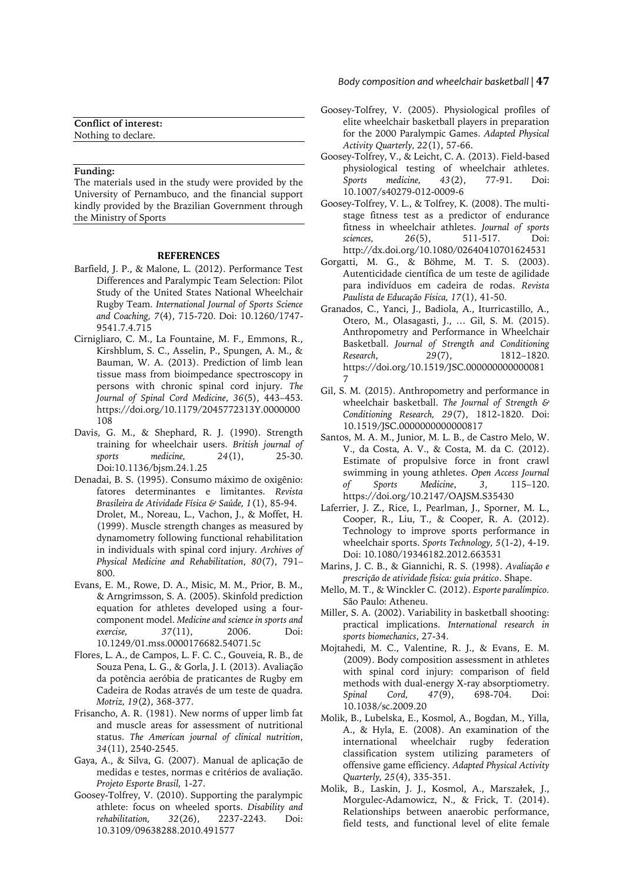**Conflict of interest:**
Nothing to declare.

**Funding:**
The materials used in the study were provided by the University of Pernambuco, and the financial support kindly provided by the Brazilian Government through the Ministry of Sports

## REFERENCES

Barfield, J. P., & Malone, L. (2012). Performance Test Differences and Paralympic Team Selection: Pilot Study of the United States National Wheelchair Rugby Team. *International Journal of Sports Science and Coaching, 7*(4), 715-720. Doi: 10.1260/1747-9541.7.4.715

Cirnigliaro, C. M., La Fountaine, M. F., Emmons, R., Kirshblum, S. C., Asselin, P., Spungen, A. M., & Bauman, W. A. (2013). Prediction of limb lean tissue mass from bioimpedance spectroscopy in persons with chronic spinal cord injury. *The Journal of Spinal Cord Medicine*, *36*(5), 443–453. https://doi.org/10.1179/2045772313Y.0000000108

Davis, G. M., & Shephard, R. J. (1990). Strength training for wheelchair users. *British journal of sports medicine, 24*(1), 25-30. Doi:10.1136/bjsm.24.1.25

Denadai, B. S. (1995). Consumo máximo de oxigênio: fatores determinantes e limitantes. *Revista Brasileira de Atividade Física & Saúde, 1*(1), 85-94.

Drolet, M., Noreau, L., Vachon, J., & Moffet, H. (1999). Muscle strength changes as measured by dynamometry following functional rehabilitation in individuals with spinal cord injury. *Archives of Physical Medicine and Rehabilitation*, *80*(7), 791–800.

Evans, E. M., Rowe, D. A., Misic, M. M., Prior, B. M., & Arngrimsson, S. A. (2005). Skinfold prediction equation for athletes developed using a four-component model. *Medicine and science in sports and exercise, 37*(11), 2006. Doi: 10.1249/01.mss.0000176682.54071.5c

Flores, L. A., de Campos, L. F. C. C., Gouveia, R. B., de Souza Pena, L. G., & Gorla, J. I. (2013). Avaliação da potência aeróbia de praticantes de Rugby em Cadeira de Rodas através de um teste de quadra. *Motriz, 19*(2), 368-377.

Frisancho, A. R. (1981). New norms of upper limb fat and muscle areas for assessment of nutritional status. *The American journal of clinical nutrition*, *34*(11), 2540-2545.

Gaya, A., & Silva, G. (2007). Manual de aplicação de medidas e testes, normas e critérios de avaliação. *Projeto Esporte Brasil,* 1-27.

Goosey-Tolfrey, V. (2010). Supporting the paralympic athlete: focus on wheeled sports. *Disability and rehabilitation, 32*(26), 2237-2243. Doi: 10.3109/09638288.2010.491577

Goosey-Tolfrey, V. (2005). Physiological profiles of elite wheelchair basketball players in preparation for the 2000 Paralympic Games. *Adapted Physical Activity Quarterly, 22*(1), 57-66.

Goosey-Tolfrey, V., & Leicht, C. A. (2013). Field-based physiological testing of wheelchair athletes. *Sports medicine, 43*(2), 77-91. Doi: 10.1007/s40279-012-0009-6

Goosey-Tolfrey, V. L., & Tolfrey, K. (2008). The multi-stage fitness test as a predictor of endurance fitness in wheelchair athletes. *Journal of sports sciences, 26*(5), 511-517. Doi: http://dx.doi.org/10.1080/02640410701624531

Gorgatti, M. G., & Böhme, M. T. S. (2003). Autenticidade científica de um teste de agilidade para indivíduos em cadeira de rodas. *Revista Paulista de Educação Física, 17*(1), 41-50.

Granados, C., Yanci, J., Badiola, A., Iturricastillo, A., Otero, M., Olasagasti, J., … Gil, S. M. (2015). Anthropometry and Performance in Wheelchair Basketball. *Journal of Strength and Conditioning Research*, *29*(7), 1812–1820. https://doi.org/10.1519/JSC.0000000000000817

Gil, S. M. (2015). Anthropometry and performance in wheelchair basketball. *The Journal of Strength & Conditioning Research, 29*(7), 1812-1820. Doi: 10.1519/JSC.0000000000000817

Santos, M. A. M., Junior, M. L. B., de Castro Melo, W. V., da Costa, A. V., & Costa, M. da C. (2012). Estimate of propulsive force in front crawl swimming in young athletes. *Open Access Journal of Sports Medicine*, *3*, 115–120. https://doi.org/10.2147/OAJSM.S35430

Laferrier, J. Z., Rice, I., Pearlman, J., Sporner, M. L., Cooper, R., Liu, T., & Cooper, R. A. (2012). Technology to improve sports performance in wheelchair sports. *Sports Technology*, *5*(1-2), 4-19. Doi: 10.1080/19346182.2012.663531

Marins, J. C. B., & Giannichi, R. S. (1998). *Avaliação e prescrição de atividade física: guia prático*. Shape.

Mello, M. T., & Winckler C. (2012). *Esporte paralímpico.* São Paulo: Atheneu.

Miller, S. A. (2002). Variability in basketball shooting: practical implications. *International research in sports biomechanics*, 27-34.

Mojtahedi, M. C., Valentine, R. J., & Evans, E. M. (2009). Body composition assessment in athletes with spinal cord injury: comparison of field methods with dual-energy X-ray absorptiometry. *Spinal Cord, 47*(9), 698-704. Doi: 10.1038/sc.2009.20

Molik, B., Lubelska, E., Kosmol, A., Bogdan, M., Yilla, A., & Hyla, E. (2008). An examination of the international wheelchair rugby federation classification system utilizing parameters of offensive game efficiency. *Adapted Physical Activity Quarterly, 25*(4), 335-351.

Molik, B., Laskin, J. J., Kosmol, A., Marszałek, J., Morgulec-Adamowicz, N., & Frick, T. (2014). Relationships between anaerobic performance, field tests, and functional level of elite female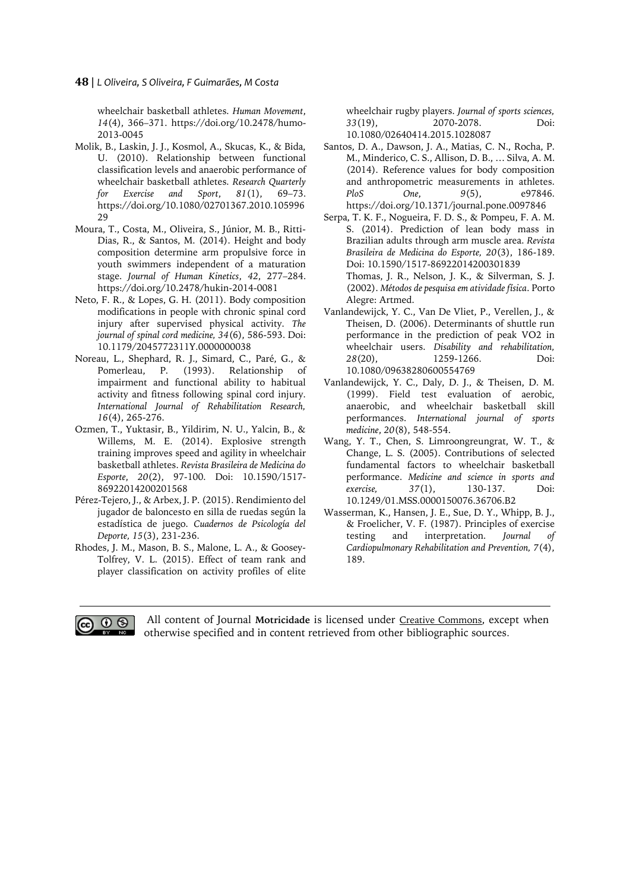wheelchair basketball athletes. *Human Movement*, *14*(4), 366–371. https://doi.org/10.2478/humo-2013-0045

Molik, B., Laskin, J. J., Kosmol, A., Skucas, K., & Bida, U. (2010). Relationship between functional classification levels and anaerobic performance of wheelchair basketball athletes. *Research Quarterly for Exercise and Sport*, *81*(1), 69–73. https://doi.org/10.1080/02701367.2010.10599629

Moura, T., Costa, M., Oliveira, S., Júnior, M. B., Ritti-Dias, R., & Santos, M. (2014). Height and body composition determine arm propulsive force in youth swimmers independent of a maturation stage. *Journal of Human Kinetics*, *42*, 277–284. https://doi.org/10.2478/hukin-2014-0081

Neto, F. R., & Lopes, G. H. (2011). Body composition modifications in people with chronic spinal cord injury after supervised physical activity. *The journal of spinal cord medicine, 34*(6), 586-593. Doi: 10.1179/2045772311Y.0000000038

Noreau, L., Shephard, R. J., Simard, C., Paré, G., & Pomerleau, P. (1993). Relationship of impairment and functional ability to habitual activity and fitness following spinal cord injury. *International Journal of Rehabilitation Research, 16*(4), 265-276.

Ozmen, T., Yuktasir, B., Yildirim, N. U., Yalcin, B., & Willems, M. E. (2014). Explosive strength training improves speed and agility in wheelchair basketball athletes. *Revista Brasileira de Medicina do Esporte*, *20*(2), 97-100. Doi: 10.1590/1517-86922014200201568

Pérez-Tejero, J., & Arbex, J. P. (2015). Rendimiento del jugador de baloncesto en silla de ruedas según la estadística de juego. *Cuadernos de Psicología del Deporte, 15*(3), 231-236.

Rhodes, J. M., Mason, B. S., Malone, L. A., & Goosey-Tolfrey, V. L. (2015). Effect of team rank and player classification on activity profiles of elite wheelchair rugby players. *Journal of sports sciences, 33*(19), 2070-2078. Doi: 10.1080/02640414.2015.1028087

Santos, D. A., Dawson, J. A., Matias, C. N., Rocha, P. M., Minderico, C. S., Allison, D. B., … Silva, A. M. (2014). Reference values for body composition and anthropometric measurements in athletes. *PloS One*, *9*(5), e97846. https://doi.org/10.1371/journal.pone.0097846

Serpa, T. K. F., Nogueira, F. D. S., & Pompeu, F. A. M. S. (2014). Prediction of lean body mass in Brazilian adults through arm muscle area. *Revista Brasileira de Medicina do Esporte, 20*(3), 186-189. Doi: 10.1590/1517-86922014200301839

Thomas, J. R., Nelson, J. K., & Silverman, S. J. (2002). *Métodos de pesquisa em atividade física*. Porto Alegre: Artmed.

Vanlandewijck, Y. C., Van De Vliet, P., Verellen, J., & Theisen, D. (2006). Determinants of shuttle run performance in the prediction of peak VO2 in wheelchair users. *Disability and rehabilitation, 28*(20), 1259-1266. Doi: 10.1080/09638280600554769

Vanlandewijck, Y. C., Daly, D. J., & Theisen, D. M. (1999). Field test evaluation of aerobic, anaerobic, and wheelchair basketball skill performances. *International journal of sports medicine*, *20*(8), 548-554.

Wang, Y. T., Chen, S. Limroongreungrat, W. T., & Change, L. S. (2005). Contributions of selected fundamental factors to wheelchair basketball performance. *Medicine and science in sports and exercise, 37*(1), 130-137. Doi: 10.1249/01.MSS.0000150076.36706.B2

Wasserman, K., Hansen, J. E., Sue, D. Y., Whipp, B. J., & Froelicher, V. F. (1987). Principles of exercise testing and interpretation. *Journal of Cardiopulmonary Rehabilitation and Prevention, 7*(4), 189.

All content of Journal **Motricidade** is licensed under Creative Commons, except when otherwise specified and in content retrieved from other bibliographic sources.